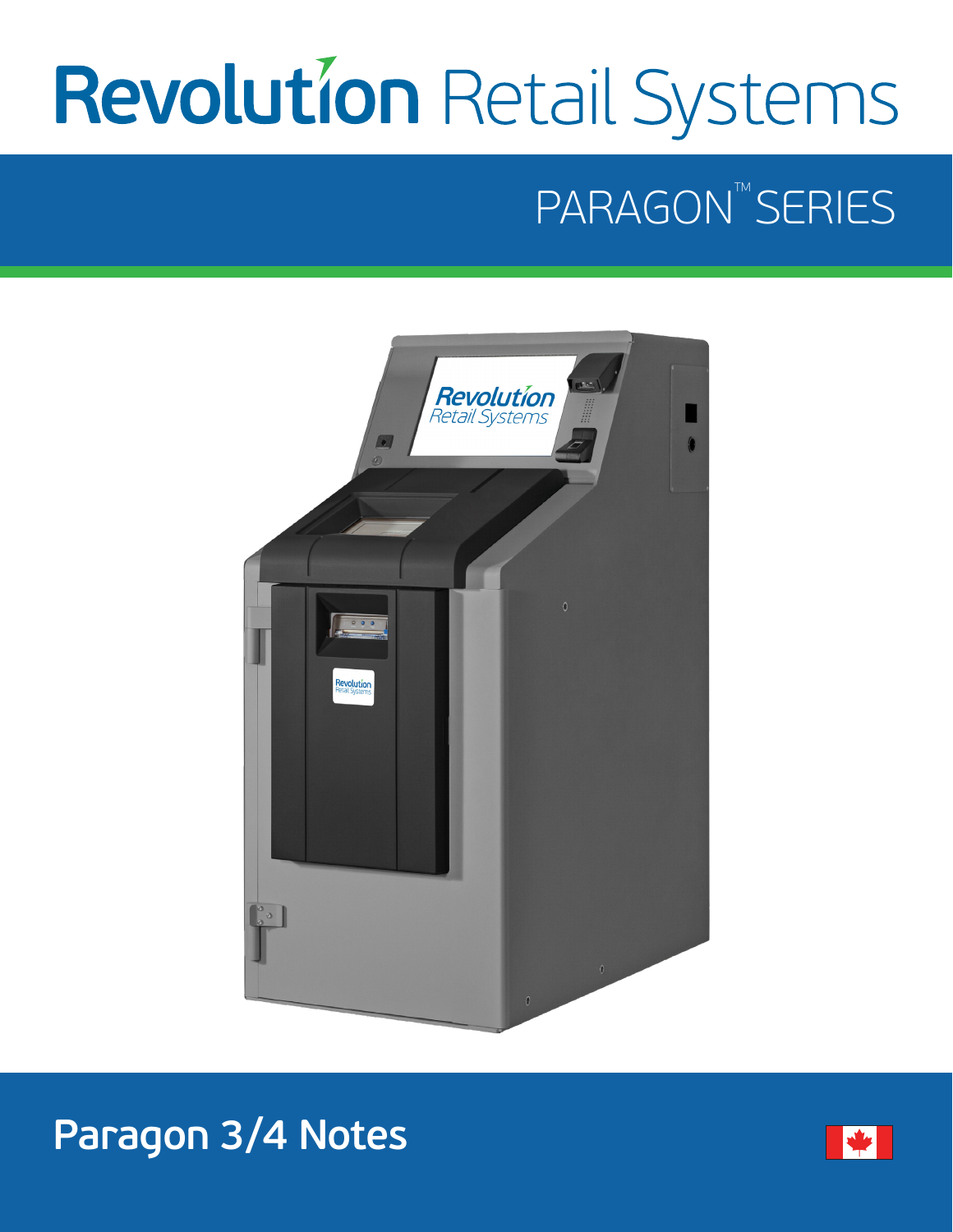# Revolution Retail Systems

## PARAGON™ SERIES

## Paragon 3/4 Notes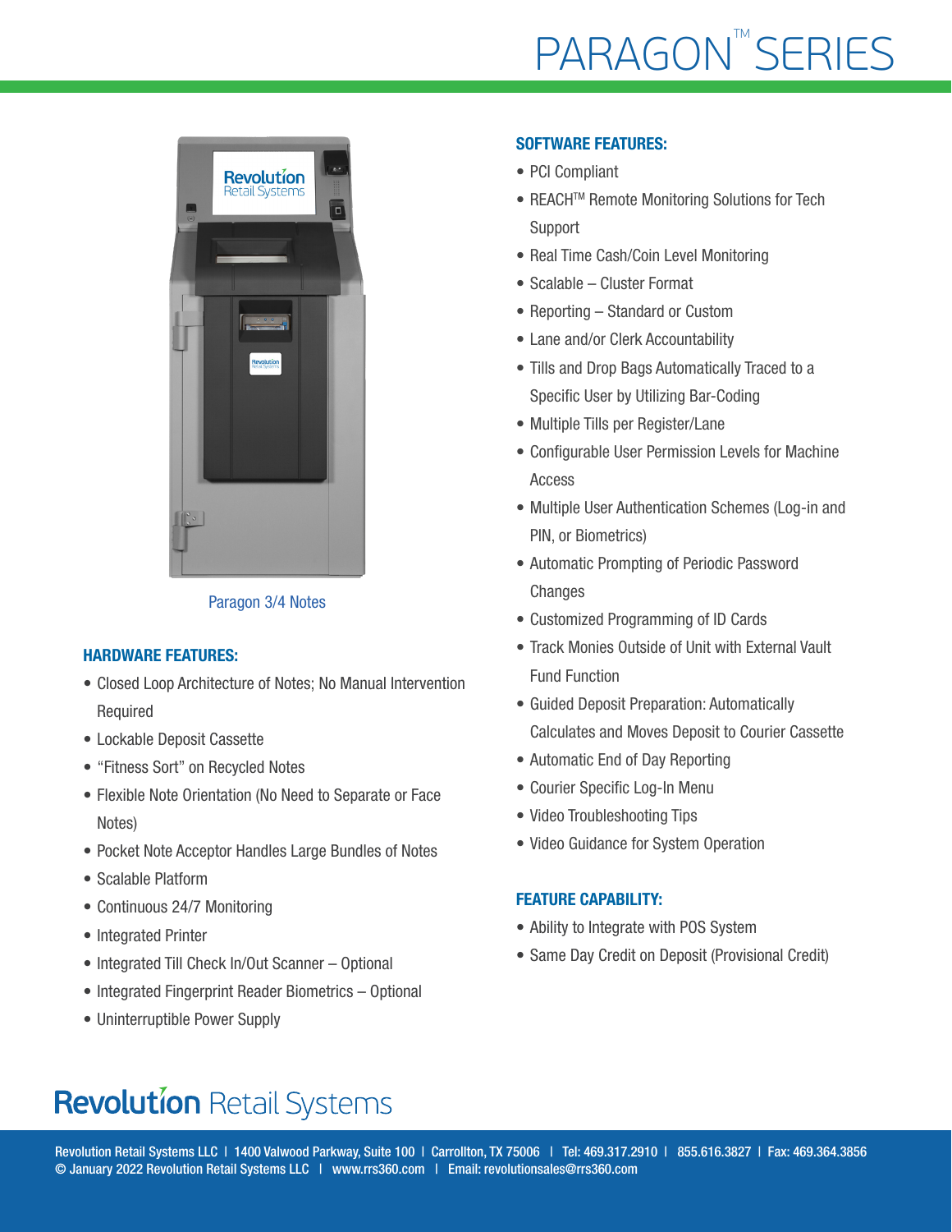# PARAGON™ SERIES

Paragon 3/4 Notes

## HARDWARE FEATURES:

- Closed Loop Architecture of Notes; No Manual Intervention Required
- Lockable Deposit Cassette
- "Fitness Sort" on Recycled Notes
- Flexible Note Orientation (No Need to Separate or Face Notes)
- Pocket Note Acceptor Handles Large Bundles of Notes
- Scalable Platform
- Continuous 24/7 Monitoring
- Integrated Printer
- Integrated Till Check In/Out Scanner – Optional
- Integrated Fingerprint Reader Biometrics – Optional
- Uninterruptible Power Supply

## SOFTWARE FEATURES:

- PCI Compliant
- REACH™ Remote Monitoring Solutions for Tech Support
- Real Time Cash/Coin Level Monitoring
- Scalable – Cluster Format
- Reporting – Standard or Custom
- Lane and/or Clerk Accountability
- Tills and Drop Bags Automatically Traced to a Specific User by Utilizing Bar-Coding
- Multiple Tills per Register/Lane
- Configurable User Permission Levels for Machine Access
- Multiple User Authentication Schemes (Log-in and PIN, or Biometrics)
- Automatic Prompting of Periodic Password Changes
- Customized Programming of ID Cards
- Track Monies Outside of Unit with External Vault Fund Function
- Guided Deposit Preparation: Automatically Calculates and Moves Deposit to Courier Cassette
- Automatic End of Day Reporting
- Courier Specific Log-In Menu
- Video Troubleshooting Tips
- Video Guidance for System Operation

## FEATURE CAPABILITY:

- Ability to Integrate with POS System
- Same Day Credit on Deposit (Provisional Credit)

**Revolution** Retail Systems

Revolution Retail Systems LLC | 1400 Valwood Parkway, Suite 100 | Carrollton, TX 75006 | Tel: 469.317.2910 | 855.616.3827 | Fax: 469.364.3856
© January 2022 Revolution Retail Systems LLC | www.rrs360.com | Email: revolutionsales@rrs360.com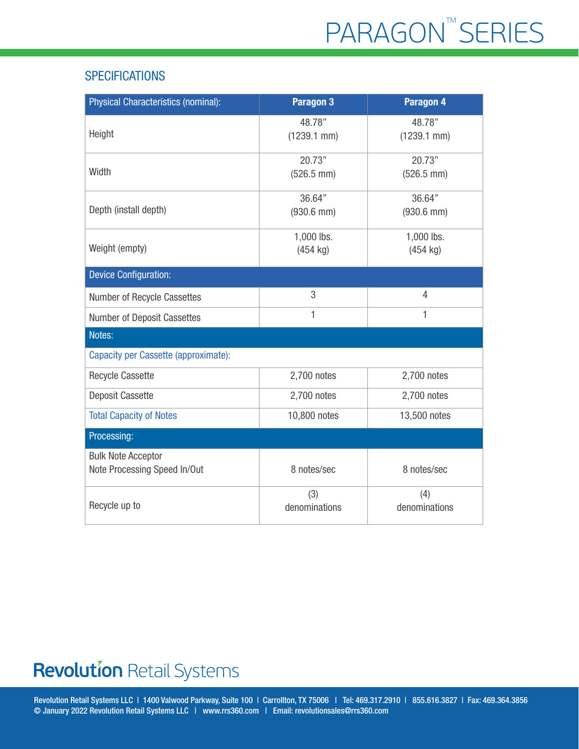# PARAGON™ SERIES

## SPECIFICATIONS

| Physical Characteristics (nominal): | Paragon 3 | Paragon 4 |
|---|---|---|
| Height | 48.78" (1239.1 mm) | 48.78" (1239.1 mm) |
| Width | 20.73" (526.5 mm) | 20.73" (526.5 mm) |
| Depth (install depth) | 36.64" (930.6 mm) | 36.64" (930.6 mm) |
| Weight (empty) | 1,000 lbs. (454 kg) | 1,000 lbs. (454 kg) |
| **Device Configuration:** | | |
| Number of Recycle Cassettes | 3 | 4 |
| Number of Deposit Cassettes | 1 | 1 |
| **Notes:** | | |
| Capacity per Cassette (approximate): | | |
| Recycle Cassette | 2,700 notes | 2,700 notes |
| Deposit Cassette | 2,700 notes | 2,700 notes |
| Total Capacity of Notes | 10,800 notes | 13,500 notes |
| **Processing:** | | |
| Bulk Note Acceptor Note Processing Speed In/Out | 8 notes/sec | 8 notes/sec |
| Recycle up to | (3) denominations | (4) denominations |

**Revolution Retail Systems**

Revolution Retail Systems LLC | 1400 Valwood Parkway, Suite 100 | Carrollton, TX 75006 | Tel: 469.317.2910 | 855.616.3827 | Fax: 469.364.3856
© January 2022 Revolution Retail Systems LLC | www.rrs360.com | Email: revolutionsales@rrs360.com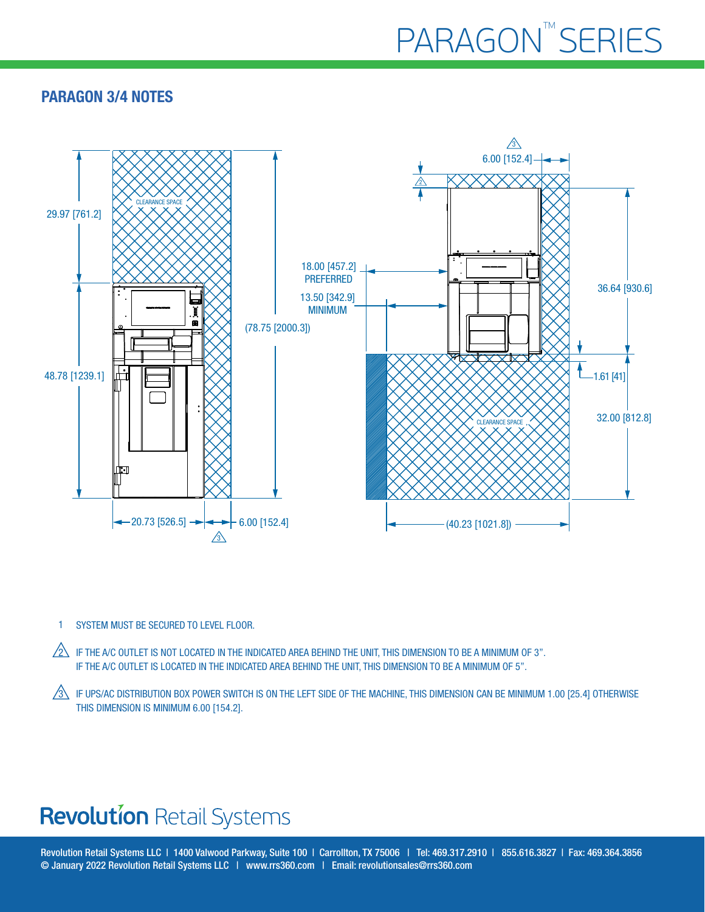## PARAGON 3/4 NOTES

CLEARANCE SPACE

29.97 [761.2]

48.78 [1239.1]

(78.75 [2000.3])

20.73 [526.5]

6.00 [152.4]

3

18.00 [457.2]
PREFERRED

13.50 [342.9]
MINIMUM

3

6.00 [152.4]

2

36.64 [930.6]

1.61 [41]

32.00 [812.8]

CLEARANCE SPACE

(40.23 [1021.8])

1 SYSTEM MUST BE SECURED TO LEVEL FLOOR.

2 IF THE A/C OUTLET IS NOT LOCATED IN THE INDICATED AREA BEHIND THE UNIT, THIS DIMENSION TO BE A MINIMUM OF 3". IF THE A/C OUTLET IS LOCATED IN THE INDICATED AREA BEHIND THE UNIT, THIS DIMENSION TO BE A MINIMUM OF 5".

3 IF UPS/AC DISTRIBUTION BOX POWER SWITCH IS ON THE LEFT SIDE OF THE MACHINE, THIS DIMENSION CAN BE MINIMUM 1.00 [25.4] OTHERWISE THIS DIMENSION IS MINIMUM 6.00 [154.2].

**Revolution** Retail Systems

Revolution Retail Systems LLC | 1400 Valwood Parkway, Suite 100 | Carrollton, TX 75006 | Tel: 469.317.2910 | 855.616.3827 | Fax: 469.364.3856
© January 2022 Revolution Retail Systems LLC | www.rrs360.com | Email: revolutionsales@rrs360.com